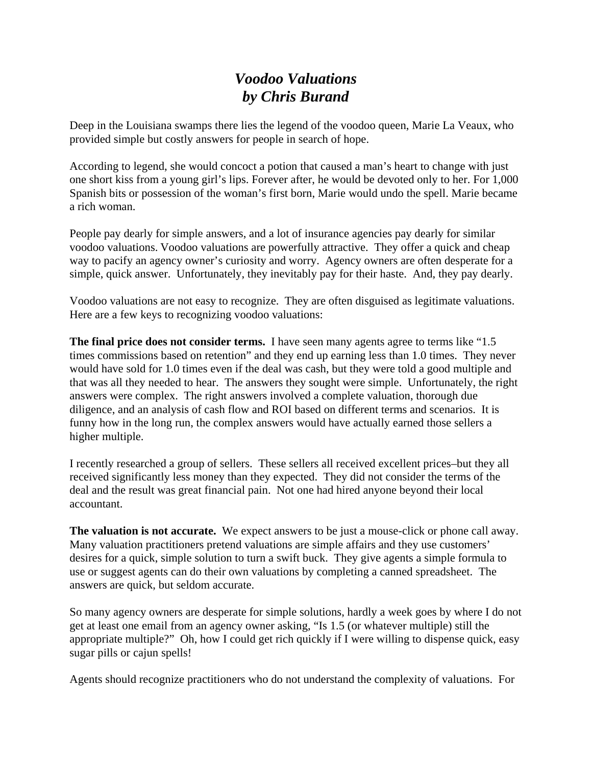# *Voodoo Valuations*
# *by Chris Burand*

Deep in the Louisiana swamps there lies the legend of the voodoo queen, Marie La Veaux, who provided simple but costly answers for people in search of hope.

According to legend, she would concoct a potion that caused a man's heart to change with just one short kiss from a young girl's lips. Forever after, he would be devoted only to her. For 1,000 Spanish bits or possession of the woman's first born, Marie would undo the spell. Marie became a rich woman.

People pay dearly for simple answers, and a lot of insurance agencies pay dearly for similar voodoo valuations. Voodoo valuations are powerfully attractive. They offer a quick and cheap way to pacify an agency owner's curiosity and worry. Agency owners are often desperate for a simple, quick answer. Unfortunately, they inevitably pay for their haste. And, they pay dearly.

Voodoo valuations are not easy to recognize. They are often disguised as legitimate valuations. Here are a few keys to recognizing voodoo valuations:

**The final price does not consider terms.** I have seen many agents agree to terms like "1.5 times commissions based on retention" and they end up earning less than 1.0 times. They never would have sold for 1.0 times even if the deal was cash, but they were told a good multiple and that was all they needed to hear. The answers they sought were simple. Unfortunately, the right answers were complex. The right answers involved a complete valuation, thorough due diligence, and an analysis of cash flow and ROI based on different terms and scenarios. It is funny how in the long run, the complex answers would have actually earned those sellers a higher multiple.

I recently researched a group of sellers. These sellers all received excellent prices–but they all received significantly less money than they expected. They did not consider the terms of the deal and the result was great financial pain. Not one had hired anyone beyond their local accountant.

**The valuation is not accurate.** We expect answers to be just a mouse-click or phone call away. Many valuation practitioners pretend valuations are simple affairs and they use customers' desires for a quick, simple solution to turn a swift buck. They give agents a simple formula to use or suggest agents can do their own valuations by completing a canned spreadsheet. The answers are quick, but seldom accurate.

So many agency owners are desperate for simple solutions, hardly a week goes by where I do not get at least one email from an agency owner asking, "Is 1.5 (or whatever multiple) still the appropriate multiple?" Oh, how I could get rich quickly if I were willing to dispense quick, easy sugar pills or cajun spells!

Agents should recognize practitioners who do not understand the complexity of valuations. For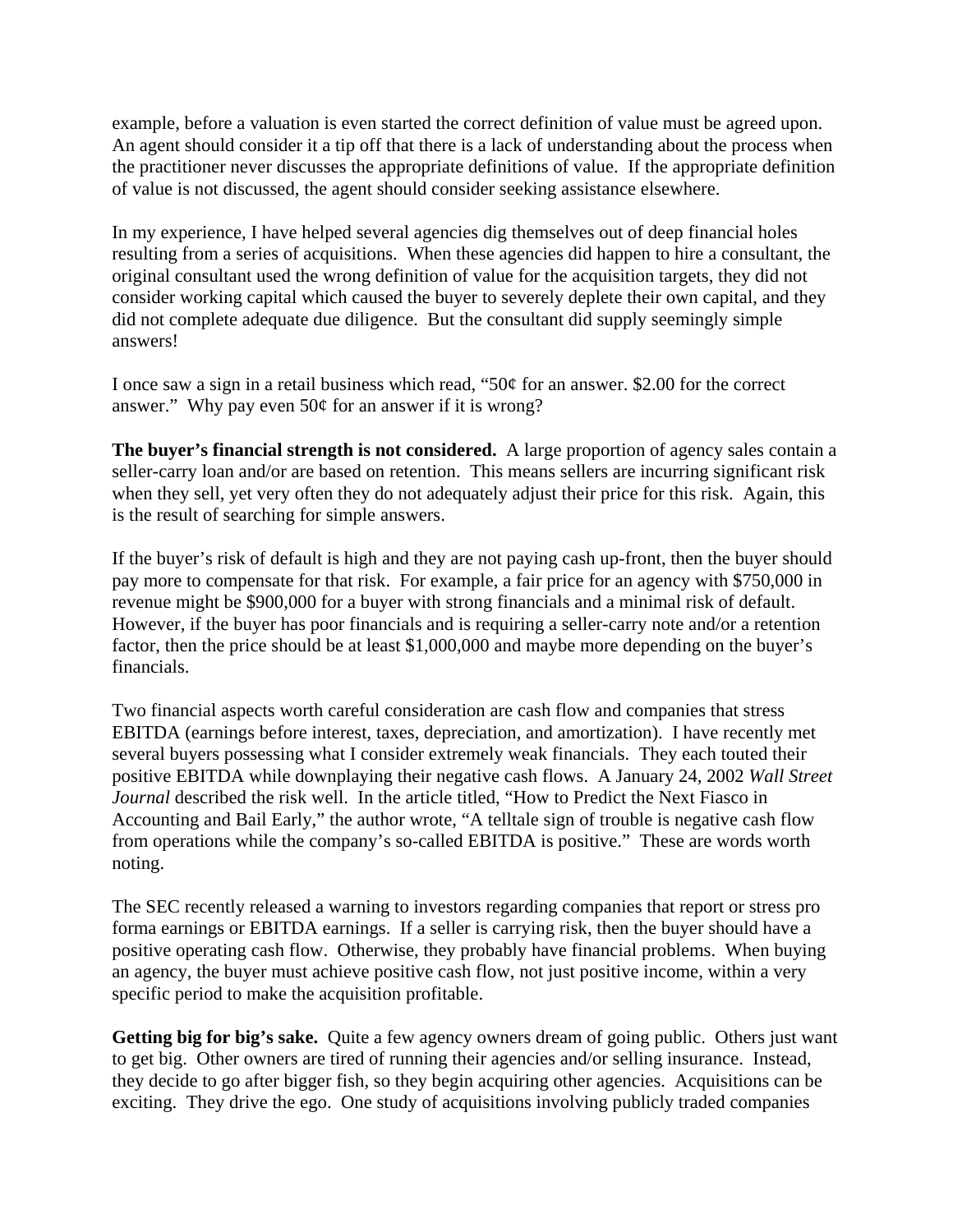example, before a valuation is even started the correct definition of value must be agreed upon. An agent should consider it a tip off that there is a lack of understanding about the process when the practitioner never discusses the appropriate definitions of value. If the appropriate definition of value is not discussed, the agent should consider seeking assistance elsewhere.

In my experience, I have helped several agencies dig themselves out of deep financial holes resulting from a series of acquisitions. When these agencies did happen to hire a consultant, the original consultant used the wrong definition of value for the acquisition targets, they did not consider working capital which caused the buyer to severely deplete their own capital, and they did not complete adequate due diligence. But the consultant did supply seemingly simple answers!

I once saw a sign in a retail business which read, "50¢ for an answer. $2.00 for the correct answer." Why pay even 50¢ for an answer if it is wrong?

**The buyer's financial strength is not considered.** A large proportion of agency sales contain a seller-carry loan and/or are based on retention. This means sellers are incurring significant risk when they sell, yet very often they do not adequately adjust their price for this risk. Again, this is the result of searching for simple answers.

If the buyer's risk of default is high and they are not paying cash up-front, then the buyer should pay more to compensate for that risk. For example, a fair price for an agency with $750,000 in revenue might be $900,000 for a buyer with strong financials and a minimal risk of default. However, if the buyer has poor financials and is requiring a seller-carry note and/or a retention factor, then the price should be at least $1,000,000 and maybe more depending on the buyer's financials.

Two financial aspects worth careful consideration are cash flow and companies that stress EBITDA (earnings before interest, taxes, depreciation, and amortization). I have recently met several buyers possessing what I consider extremely weak financials. They each touted their positive EBITDA while downplaying their negative cash flows. A January 24, 2002 *Wall Street Journal* described the risk well. In the article titled, "How to Predict the Next Fiasco in Accounting and Bail Early," the author wrote, "A telltale sign of trouble is negative cash flow from operations while the company's so-called EBITDA is positive." These are words worth noting.

The SEC recently released a warning to investors regarding companies that report or stress pro forma earnings or EBITDA earnings. If a seller is carrying risk, then the buyer should have a positive operating cash flow. Otherwise, they probably have financial problems. When buying an agency, the buyer must achieve positive cash flow, not just positive income, within a very specific period to make the acquisition profitable.

**Getting big for big's sake.** Quite a few agency owners dream of going public. Others just want to get big. Other owners are tired of running their agencies and/or selling insurance. Instead, they decide to go after bigger fish, so they begin acquiring other agencies. Acquisitions can be exciting. They drive the ego. One study of acquisitions involving publicly traded companies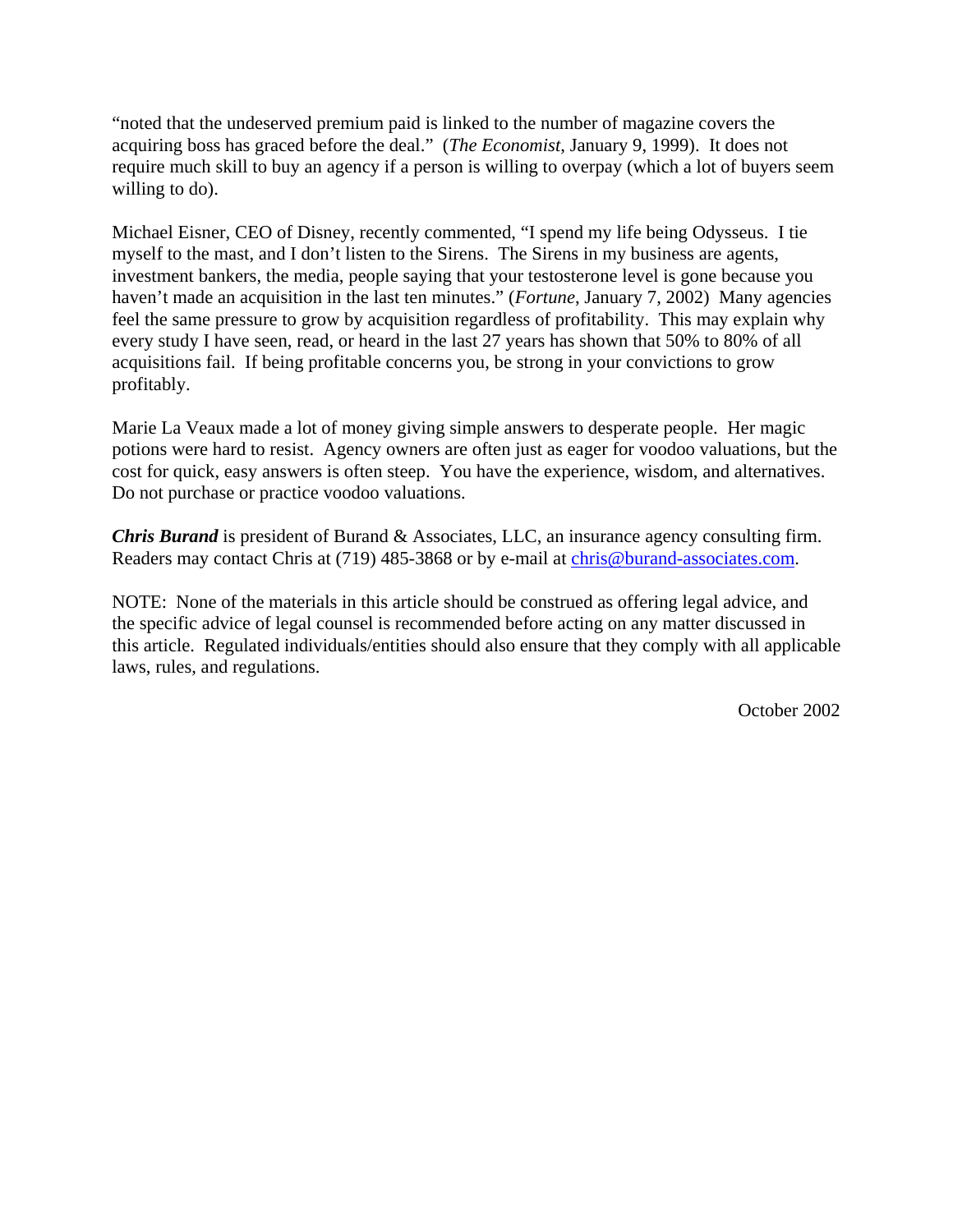"noted that the undeserved premium paid is linked to the number of magazine covers the acquiring boss has graced before the deal." (*The Economist*, January 9, 1999). It does not require much skill to buy an agency if a person is willing to overpay (which a lot of buyers seem willing to do).

Michael Eisner, CEO of Disney, recently commented, "I spend my life being Odysseus. I tie myself to the mast, and I don't listen to the Sirens. The Sirens in my business are agents, investment bankers, the media, people saying that your testosterone level is gone because you haven't made an acquisition in the last ten minutes." (*Fortune*, January 7, 2002) Many agencies feel the same pressure to grow by acquisition regardless of profitability. This may explain why every study I have seen, read, or heard in the last 27 years has shown that 50% to 80% of all acquisitions fail. If being profitable concerns you, be strong in your convictions to grow profitably.

Marie La Veaux made a lot of money giving simple answers to desperate people. Her magic potions were hard to resist. Agency owners are often just as eager for voodoo valuations, but the cost for quick, easy answers is often steep. You have the experience, wisdom, and alternatives. Do not purchase or practice voodoo valuations.

***Chris Burand*** is president of Burand & Associates, LLC, an insurance agency consulting firm. Readers may contact Chris at (719) 485-3868 or by e-mail at chris@burand-associates.com.

NOTE: None of the materials in this article should be construed as offering legal advice, and the specific advice of legal counsel is recommended before acting on any matter discussed in this article. Regulated individuals/entities should also ensure that they comply with all applicable laws, rules, and regulations.

October 2002